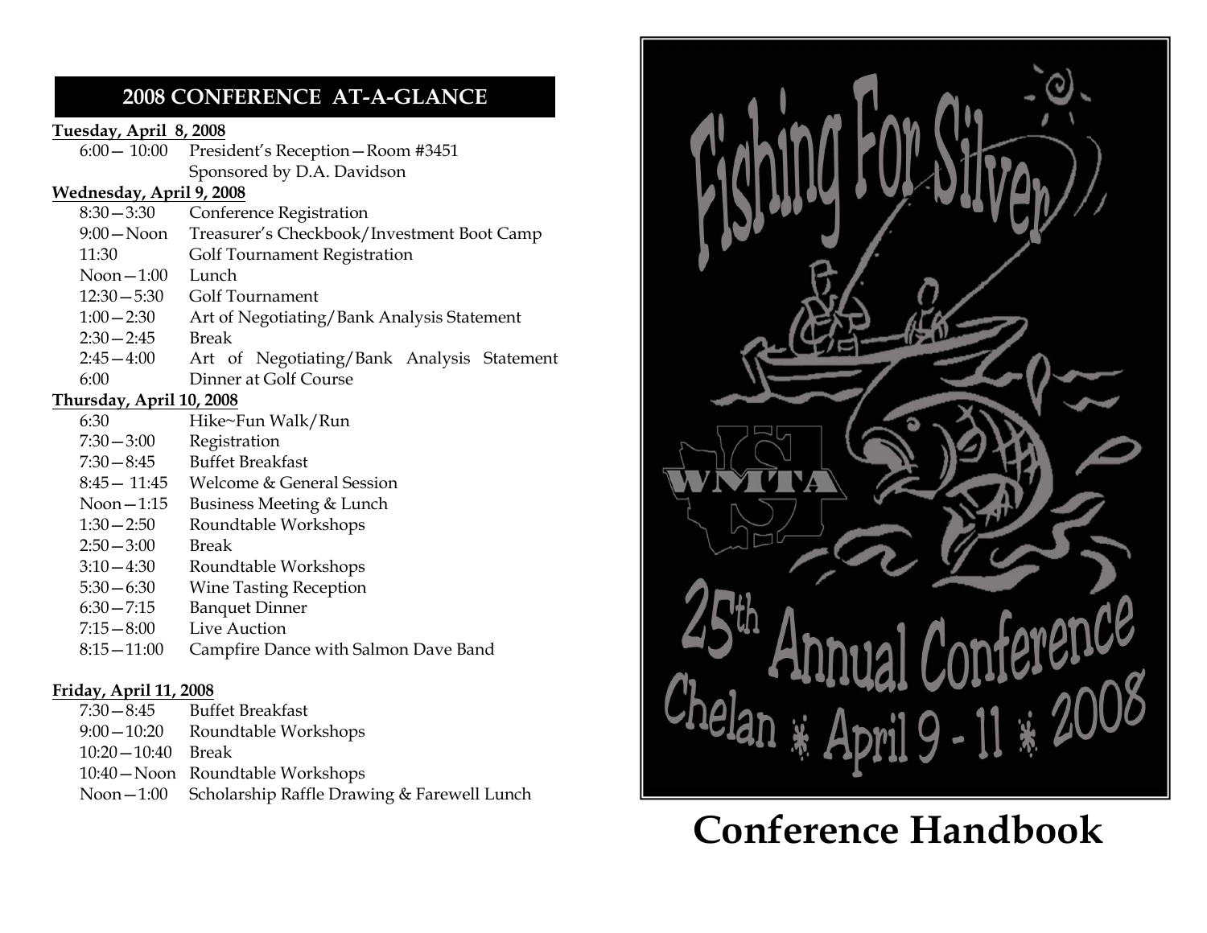## 2008 CONFERENCE AT-A-GLANCE

**Tuesday, April 8, 2008**

| | |
|---|---|
| 6:00— 10:00 | President's Reception—Room #3451<br>Sponsored by D.A. Davidson |

**Wednesday, April 9, 2008**

| | |
|---|---|
| 8:30—3:30 | Conference Registration |
| 9:00—Noon | Treasurer's Checkbook/Investment Boot Camp |
| 11:30 | Golf Tournament Registration |
| Noon—1:00 | Lunch |
| 12:30—5:30 | Golf Tournament |
| 1:00—2:30 | Art of Negotiating/Bank Analysis Statement |
| 2:30—2:45 | Break |
| 2:45—4:00 | Art of Negotiating/Bank Analysis Statement |
| 6:00 | Dinner at Golf Course |

**Thursday, April 10, 2008**

| | |
|---|---|
| 6:30 | Hike~Fun Walk/Run |
| 7:30—3:00 | Registration |
| 7:30—8:45 | Buffet Breakfast |
| 8:45— 11:45 | Welcome & General Session |
| Noon—1:15 | Business Meeting & Lunch |
| 1:30—2:50 | Roundtable Workshops |
| 2:50—3:00 | Break |
| 3:10—4:30 | Roundtable Workshops |
| 5:30—6:30 | Wine Tasting Reception |
| 6:30—7:15 | Banquet Dinner |
| 7:15—8:00 | Live Auction |
| 8:15—11:00 | Campfire Dance with Salmon Dave Band |

**Friday, April 11, 2008**

| | |
|---|---|
| 7:30—8:45 | Buffet Breakfast |
| 9:00—10:20 | Roundtable Workshops |
| 10:20—10:40 | Break |
| 10:40—Noon | Roundtable Workshops |
| Noon—1:00 | Scholarship Raffle Drawing & Farewell Lunch |

# Fishing For Silver

WMTA

25th Annual Conference

Chelan * April 9 - 11 * 2008

# Conference Handbook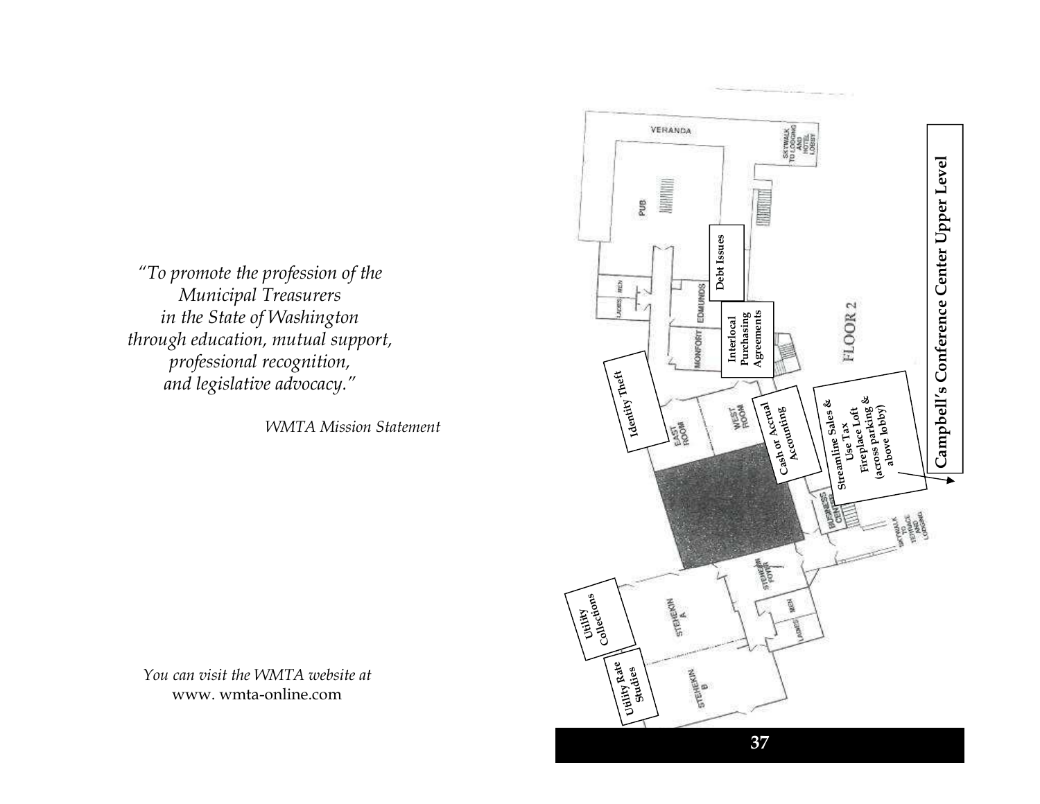*"To promote the profession of the*
*Municipal Treasurers*
*in the State of Washington*
*through education, mutual support,*
*professional recognition,*
*and legislative advocacy."*

*WMTA Mission Statement*

*You can visit the WMTA website at*
www. wmta-online.com

## Campbell's Conference Center Upper Level

FLOOR 2

VERANDA

SKYWALK TO LODGING AND HOTEL LOBBY

PUB

**Debt Issues**

MEN

LADIES

EDMUNDS

MONFORT

**Interlocal Purchasing Agreements**

**Identity Theft**

EAST ROOM

WEST ROOM

**Cash or Accrual Accounting**

**Streamline Sales & Use Tax**
**Fireplace Loft**
**(across parking & above lobby)**

BUSINESS CENTER

SKYWALK TO TERRACE AND LODGING

STEHEKIN FOYER

**Utility Collections**

STEHEKIN A

MEN

LADIES

**Utility Rate Studies**

STEHEKIN B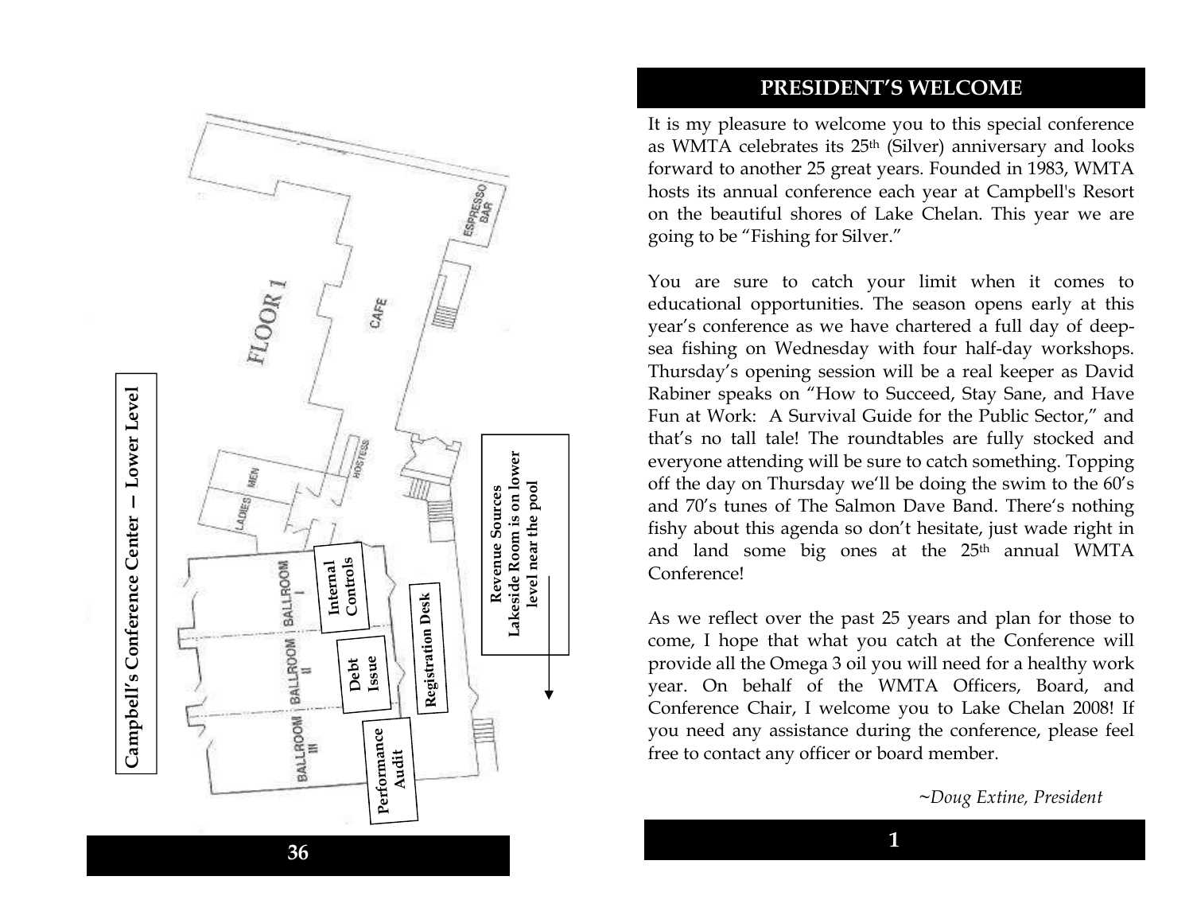## Campbell's Conference Center – Lower Level

FLOOR 1

ESPRESSO BAR

CAFE

HOSTESS

LADIES

MEN

BALLROOM I

BALLROOM II

BALLROOM III

Internal Controls

Debt Issue

Performance Audit

Registration Desk

Revenue Sources
Lakeside Room is on lower level near the pool

## PRESIDENT'S WELCOME

It is my pleasure to welcome you to this special conference as WMTA celebrates its 25th (Silver) anniversary and looks forward to another 25 great years. Founded in 1983, WMTA hosts its annual conference each year at Campbell's Resort on the beautiful shores of Lake Chelan. This year we are going to be "Fishing for Silver."

You are sure to catch your limit when it comes to educational opportunities. The season opens early at this year's conference as we have chartered a full day of deep-sea fishing on Wednesday with four half-day workshops. Thursday's opening session will be a real keeper as David Rabiner speaks on "How to Succeed, Stay Sane, and Have Fun at Work: A Survival Guide for the Public Sector," and that's no tall tale! The roundtables are fully stocked and everyone attending will be sure to catch something. Topping off the day on Thursday we'll be doing the swim to the 60's and 70's tunes of The Salmon Dave Band. There's nothing fishy about this agenda so don't hesitate, just wade right in and land some big ones at the 25th annual WMTA Conference!

As we reflect over the past 25 years and plan for those to come, I hope that what you catch at the Conference will provide all the Omega 3 oil you will need for a healthy work year. On behalf of the WMTA Officers, Board, and Conference Chair, I welcome you to Lake Chelan 2008! If you need any assistance during the conference, please feel free to contact any officer or board member.

*~Doug Extine, President*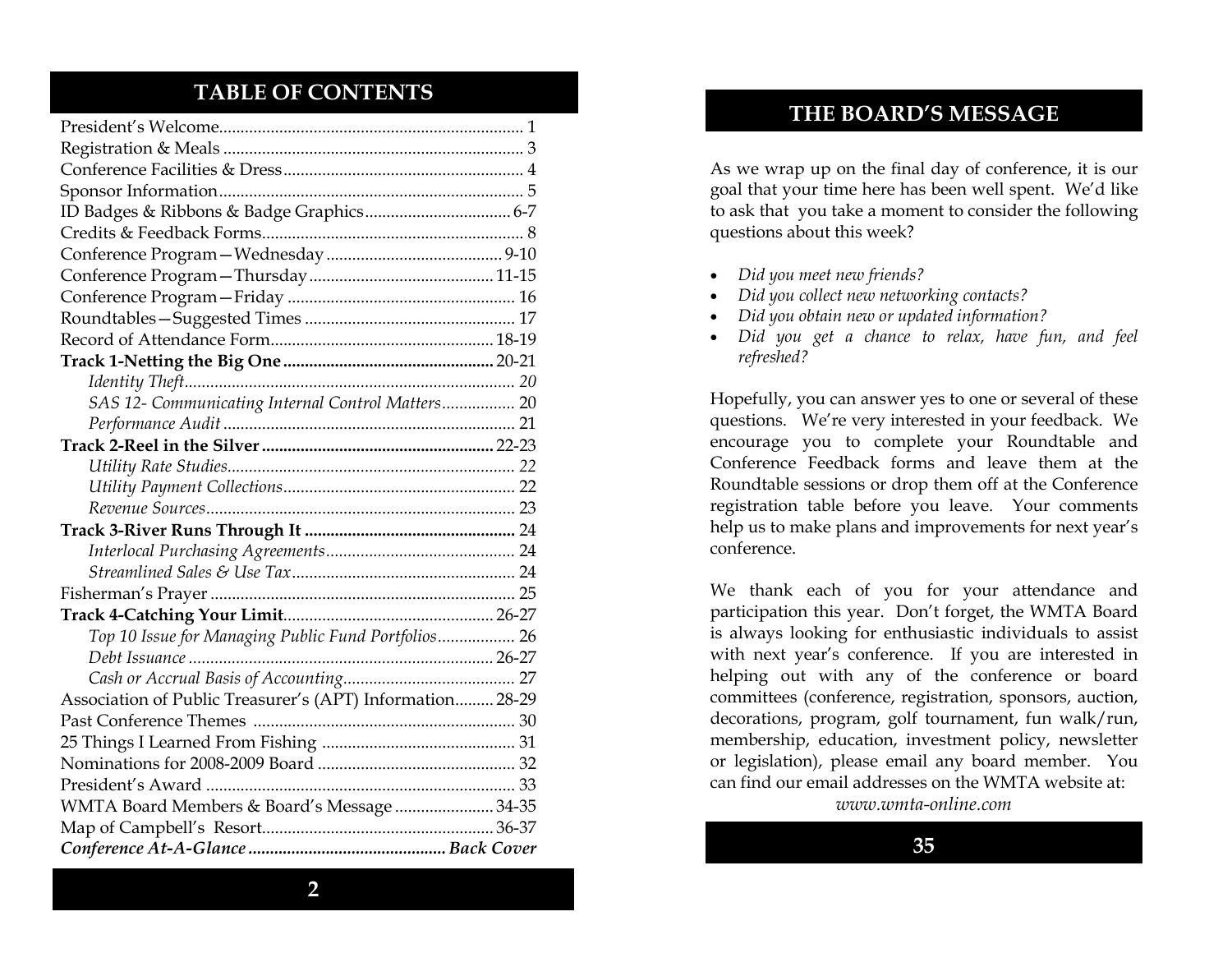# TABLE OF CONTENTS

| | |
|---|---|
| President's Welcome | 1 |
| Registration & Meals | 3 |
| Conference Facilities & Dress | 4 |
| Sponsor Information | 5 |
| ID Badges & Ribbons & Badge Graphics | 6-7 |
| Credits & Feedback Forms | 8 |
| Conference Program—Wednesday | 9-10 |
| Conference Program—Thursday | 11-15 |
| Conference Program—Friday | 16 |
| Roundtables—Suggested Times | 17 |
| Record of Attendance Form | 18-19 |
| **Track 1-Netting the Big One** | **20-21** |
| *Identity Theft* | *20* |
| *SAS 12- Communicating Internal Control Matters* | 20 |
| *Performance Audit* | 21 |
| **Track 2-Reel in the Silver** | **22-23** |
| *Utility Rate Studies* | *22* |
| *Utility Payment Collections* | 22 |
| *Revenue Sources* | 23 |
| **Track 3-River Runs Through It** | **24** |
| *Interlocal Purchasing Agreements* | 24 |
| *Streamlined Sales & Use Tax* | 24 |
| Fisherman's Prayer | 25 |
| **Track 4-Catching Your Limit** | 26-27 |
| *Top 10 Issue for Managing Public Fund Portfolios* | 26 |
| *Debt Issuance* | 26-27 |
| *Cash or Accrual Basis of Accounting* | 27 |
| Association of Public Treasurer's (APT) Information | 28-29 |
| Past Conference Themes | 30 |
| 25 Things I Learned From Fishing | 31 |
| Nominations for 2008-2009 Board | 32 |
| President's Award | 33 |
| WMTA Board Members & Board's Message | 34-35 |
| Map of Campbell's Resort | 36-37 |
| ***Conference At-A-Glance*** | ***Back Cover*** |

# THE BOARD'S MESSAGE

As we wrap up on the final day of conference, it is our goal that your time here has been well spent. We'd like to ask that you take a moment to consider the following questions about this week?

- *Did you meet new friends?*
- *Did you collect new networking contacts?*
- *Did you obtain new or updated information?*
- *Did you get a chance to relax, have fun, and feel refreshed?*

Hopefully, you can answer yes to one or several of these questions. We're very interested in your feedback. We encourage you to complete your Roundtable and Conference Feedback forms and leave them at the Roundtable sessions or drop them off at the Conference registration table before you leave. Your comments help us to make plans and improvements for next year's conference.

We thank each of you for your attendance and participation this year. Don't forget, the WMTA Board is always looking for enthusiastic individuals to assist with next year's conference. If you are interested in helping out with any of the conference or board committees (conference, registration, sponsors, auction, decorations, program, golf tournament, fun walk/run, membership, education, investment policy, newsletter or legislation), please email any board member. You can find our email addresses on the WMTA website at:

*www.wmta-online.com*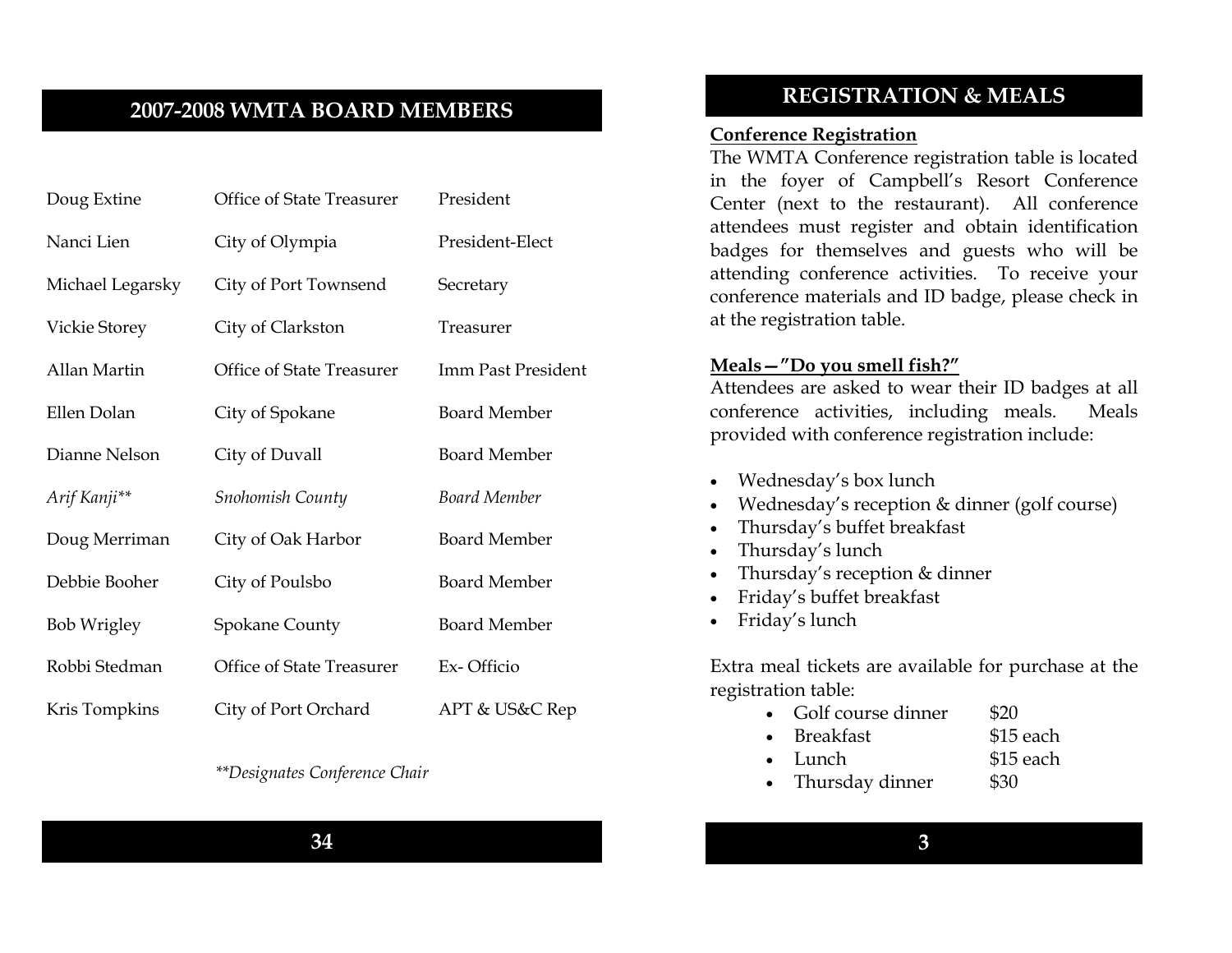## 2007-2008 WMTA BOARD MEMBERS

| | | |
|---|---|---|
| Doug Extine | Office of State Treasurer | President |
| Nanci Lien | City of Olympia | President-Elect |
| Michael Legarsky | City of Port Townsend | Secretary |
| Vickie Storey | City of Clarkston | Treasurer |
| Allan Martin | Office of State Treasurer | Imm Past President |
| Ellen Dolan | City of Spokane | Board Member |
| Dianne Nelson | City of Duvall | Board Member |
| *Arif Kanji*** | *Snohomish County* | *Board Member* |
| Doug Merriman | City of Oak Harbor | Board Member |
| Debbie Booher | City of Poulsbo | Board Member |
| Bob Wrigley | Spokane County | Board Member |
| Robbi Stedman | Office of State Treasurer | Ex- Officio |
| Kris Tompkins | City of Port Orchard | APT & US&C Rep |

*\*\*Designates Conference Chair*

## REGISTRATION & MEALS

**Conference Registration**

The WMTA Conference registration table is located in the foyer of Campbell's Resort Conference Center (next to the restaurant). All conference attendees must register and obtain identification badges for themselves and guests who will be attending conference activities. To receive your conference materials and ID badge, please check in at the registration table.

**Meals—"Do you smell fish?"**

Attendees are asked to wear their ID badges at all conference activities, including meals. Meals provided with conference registration include:

- Wednesday's box lunch
- Wednesday's reception & dinner (golf course)
- Thursday's buffet breakfast
- Thursday's lunch
- Thursday's reception & dinner
- Friday's buffet breakfast
- Friday's lunch

Extra meal tickets are available for purchase at the registration table:

- Golf course dinner $20
- Breakfast $15 each
- Lunch $15 each
- Thursday dinner $30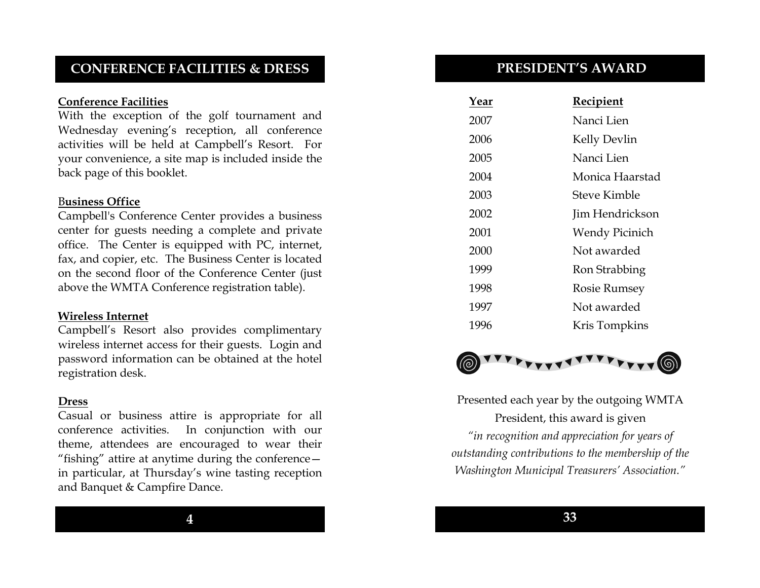## CONFERENCE FACILITIES & DRESS

**Conference Facilities**

With the exception of the golf tournament and Wednesday evening's reception, all conference activities will be held at Campbell's Resort. For your convenience, a site map is included inside the back page of this booklet.

**Business Office**

Campbell's Conference Center provides a business center for guests needing a complete and private office. The Center is equipped with PC, internet, fax, and copier, etc. The Business Center is located on the second floor of the Conference Center (just above the WMTA Conference registration table).

**Wireless Internet**

Campbell's Resort also provides complimentary wireless internet access for their guests. Login and password information can be obtained at the hotel registration desk.

**Dress**

Casual or business attire is appropriate for all conference activities. In conjunction with our theme, attendees are encouraged to wear their "fishing" attire at anytime during the conference—in particular, at Thursday's wine tasting reception and Banquet & Campfire Dance.

## PRESIDENT'S AWARD

| Year | Recipient |
|---|---|
| 2007 | Nanci Lien |
| 2006 | Kelly Devlin |
| 2005 | Nanci Lien |
| 2004 | Monica Haarstad |
| 2003 | Steve Kimble |
| 2002 | Jim Hendrickson |
| 2001 | Wendy Picinich |
| 2000 | Not awarded |
| 1999 | Ron Strabbing |
| 1998 | Rosie Rumsey |
| 1997 | Not awarded |
| 1996 | Kris Tompkins |

Presented each year by the outgoing WMTA President, this award is given *"in recognition and appreciation for years of outstanding contributions to the membership of the Washington Municipal Treasurers' Association."*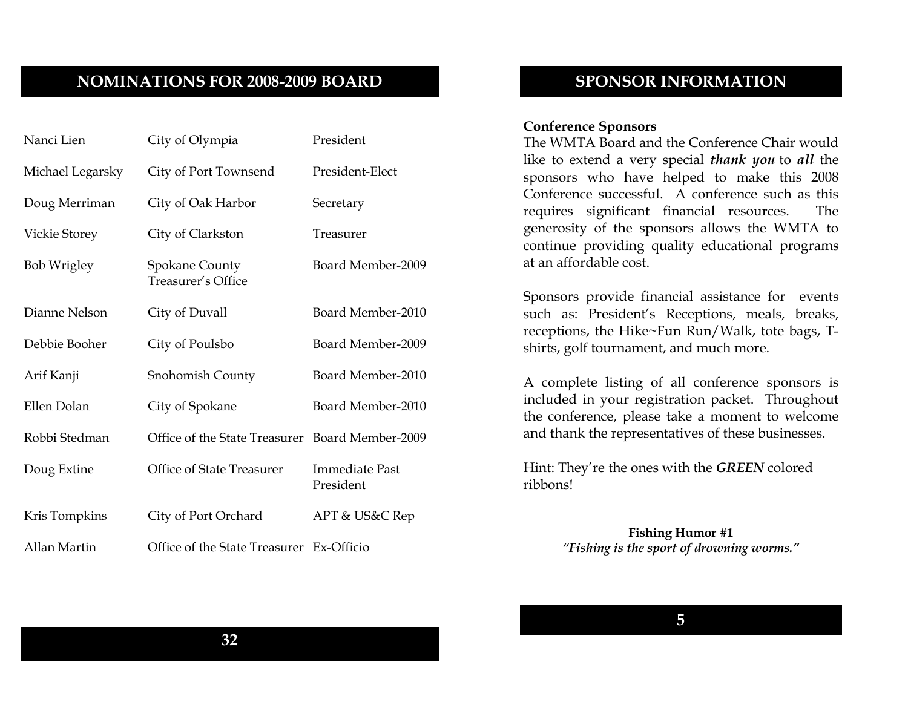## NOMINATIONS FOR 2008-2009 BOARD

| | | |
|---|---|---|
| Nanci Lien | City of Olympia | President |
| Michael Legarsky | City of Port Townsend | President-Elect |
| Doug Merriman | City of Oak Harbor | Secretary |
| Vickie Storey | City of Clarkston | Treasurer |
| Bob Wrigley | Spokane County Treasurer's Office | Board Member-2009 |
| Dianne Nelson | City of Duvall | Board Member-2010 |
| Debbie Booher | City of Poulsbo | Board Member-2009 |
| Arif Kanji | Snohomish County | Board Member-2010 |
| Ellen Dolan | City of Spokane | Board Member-2010 |
| Robbi Stedman | Office of the State Treasurer | Board Member-2009 |
| Doug Extine | Office of State Treasurer | Immediate Past President |
| Kris Tompkins | City of Port Orchard | APT & US&C Rep |
| Allan Martin | Office of the State Treasurer | Ex-Officio |

## SPONSOR INFORMATION

**Conference Sponsors**

The WMTA Board and the Conference Chair would like to extend a very special ***thank you*** to ***all*** the sponsors who have helped to make this 2008 Conference successful. A conference such as this requires significant financial resources. The generosity of the sponsors allows the WMTA to continue providing quality educational programs at an affordable cost.

Sponsors provide financial assistance for events such as: President's Receptions, meals, breaks, receptions, the Hike~Fun Run/Walk, tote bags, T-shirts, golf tournament, and much more.

A complete listing of all conference sponsors is included in your registration packet. Throughout the conference, please take a moment to welcome and thank the representatives of these businesses.

Hint: They're the ones with the ***GREEN*** colored ribbons!

**Fishing Humor #1**

***"Fishing is the sport of drowning worms."***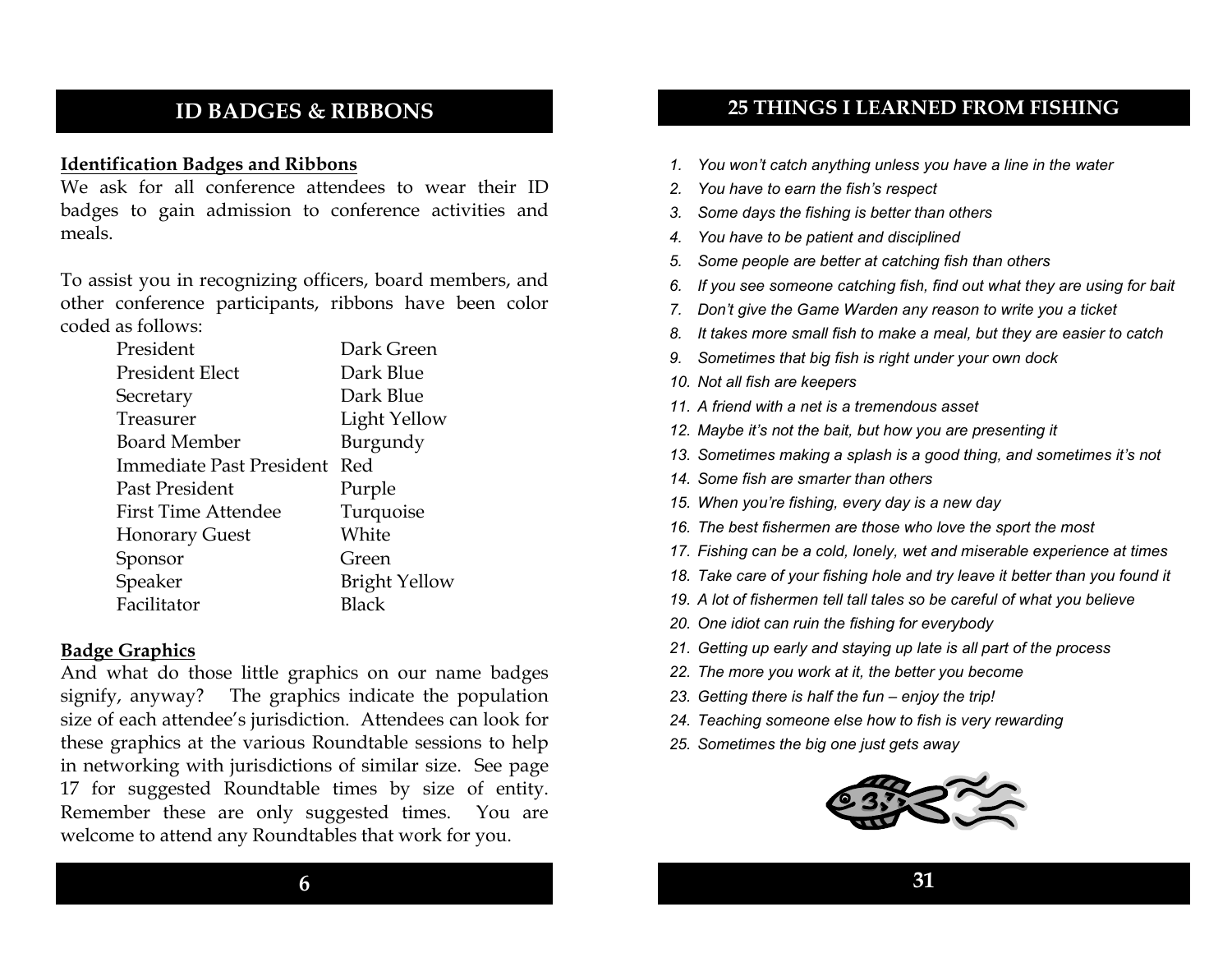# ID BADGES & RIBBONS

**Identification Badges and Ribbons**

We ask for all conference attendees to wear their ID badges to gain admission to conference activities and meals.

To assist you in recognizing officers, board members, and other conference participants, ribbons have been color coded as follows:

| Role | Color |
|---|---|
| President | Dark Green |
| President Elect | Dark Blue |
| Secretary | Dark Blue |
| Treasurer | Light Yellow |
| Board Member | Burgundy |
| Immediate Past President | Red |
| Past President | Purple |
| First Time Attendee | Turquoise |
| Honorary Guest | White |
| Sponsor | Green |
| Speaker | Bright Yellow |
| Facilitator | Black |

**Badge Graphics**

And what do those little graphics on our name badges signify, anyway? The graphics indicate the population size of each attendee's jurisdiction. Attendees can look for these graphics at the various Roundtable sessions to help in networking with jurisdictions of similar size. See page 17 for suggested Roundtable times by size of entity. Remember these are only suggested times. You are welcome to attend any Roundtables that work for you.

# 25 THINGS I LEARNED FROM FISHING

1. *You won't catch anything unless you have a line in the water*
2. *You have to earn the fish's respect*
3. *Some days the fishing is better than others*
4. *You have to be patient and disciplined*
5. *Some people are better at catching fish than others*
6. *If you see someone catching fish, find out what they are using for bait*
7. *Don't give the Game Warden any reason to write you a ticket*
8. *It takes more small fish to make a meal, but they are easier to catch*
9. *Sometimes that big fish is right under your own dock*
10. *Not all fish are keepers*
11. *A friend with a net is a tremendous asset*
12. *Maybe it's not the bait, but how you are presenting it*
13. *Sometimes making a splash is a good thing, and sometimes it's not*
14. *Some fish are smarter than others*
15. *When you're fishing, every day is a new day*
16. *The best fishermen are those who love the sport the most*
17. *Fishing can be a cold, lonely, wet and miserable experience at times*
18. *Take care of your fishing hole and try leave it better than you found it*
19. *A lot of fishermen tell tall tales so be careful of what you believe*
20. *One idiot can ruin the fishing for everybody*
21. *Getting up early and staying up late is all part of the process*
22. *The more you work at it, the better you become*
23. *Getting there is half the fun – enjoy the trip!*
24. *Teaching someone else how to fish is very rewarding*
25. *Sometimes the big one just gets away*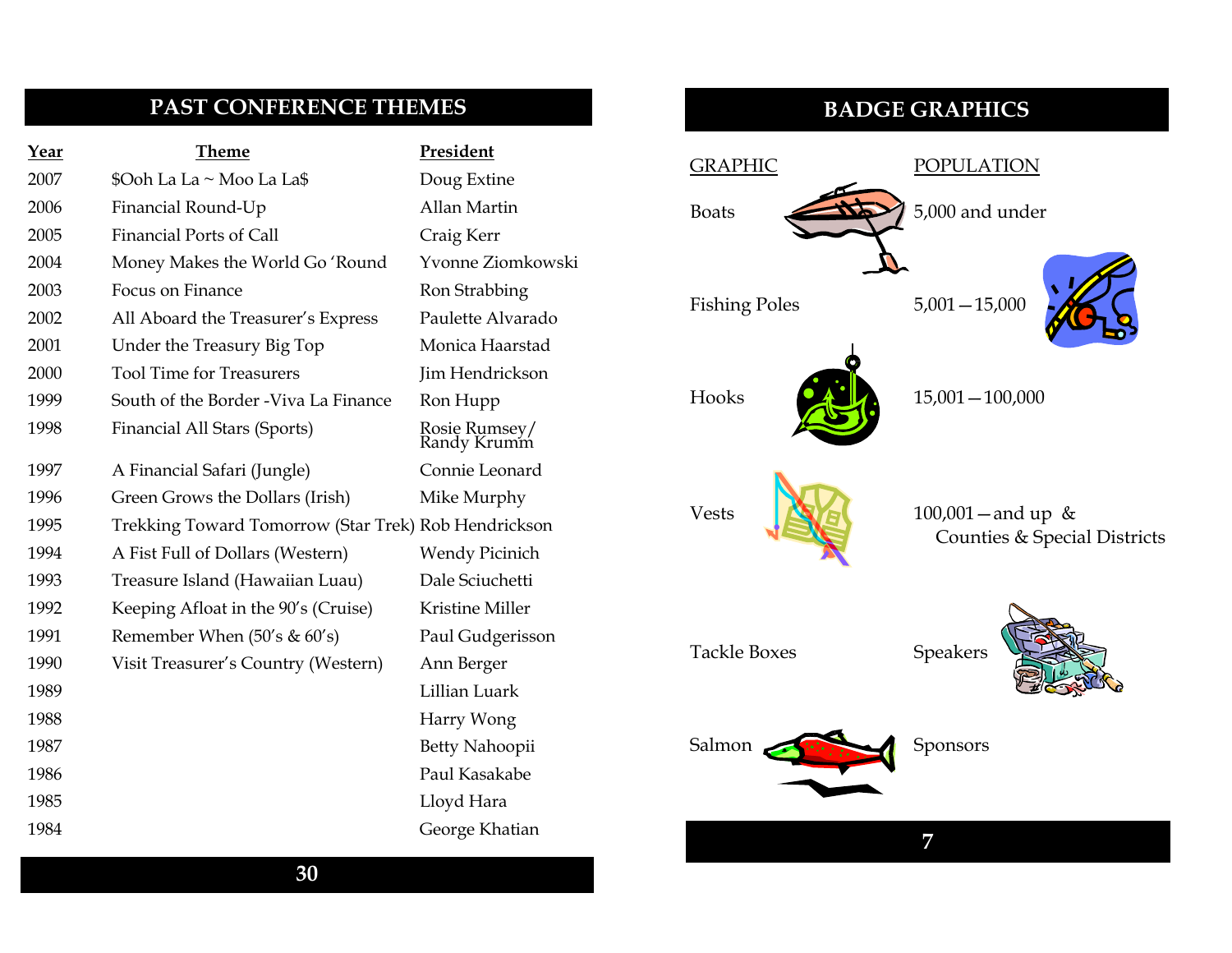## PAST CONFERENCE THEMES

| Year | Theme | President |
|---|---|---|
| 2007 | $Ooh La La ~ Moo La La$ | Doug Extine |
| 2006 | Financial Round-Up | Allan Martin |
| 2005 | Financial Ports of Call | Craig Kerr |
| 2004 | Money Makes the World Go 'Round | Yvonne Ziomkowski |
| 2003 | Focus on Finance | Ron Strabbing |
| 2002 | All Aboard the Treasurer's Express | Paulette Alvarado |
| 2001 | Under the Treasury Big Top | Monica Haarstad |
| 2000 | Tool Time for Treasurers | Jim Hendrickson |
| 1999 | South of the Border -Viva La Finance | Ron Hupp |
| 1998 | Financial All Stars (Sports) | Rosie Rumsey/ Randy Krumm |
| 1997 | A Financial Safari (Jungle) | Connie Leonard |
| 1996 | Green Grows the Dollars (Irish) | Mike Murphy |
| 1995 | Trekking Toward Tomorrow (Star Trek) | Rob Hendrickson |
| 1994 | A Fist Full of Dollars (Western) | Wendy Picinich |
| 1993 | Treasure Island (Hawaiian Luau) | Dale Sciuchetti |
| 1992 | Keeping Afloat in the 90's (Cruise) | Kristine Miller |
| 1991 | Remember When (50's & 60's) | Paul Gudgerisson |
| 1990 | Visit Treasurer's Country (Western) | Ann Berger |
| 1989 | | Lillian Luark |
| 1988 | | Harry Wong |
| 1987 | | Betty Nahoopii |
| 1986 | | Paul Kasakabe |
| 1985 | | Lloyd Hara |
| 1984 | | George Khatian |

## BADGE GRAPHICS

| GRAPHIC | POPULATION |
|---|---|
| Boats | 5,000 and under |
| Fishing Poles | 5,001—15,000 |
| Hooks | 15,001—100,000 |
| Vests | 100,001—and up & Counties & Special Districts |
| Tackle Boxes | Speakers |
| Salmon | Sponsors |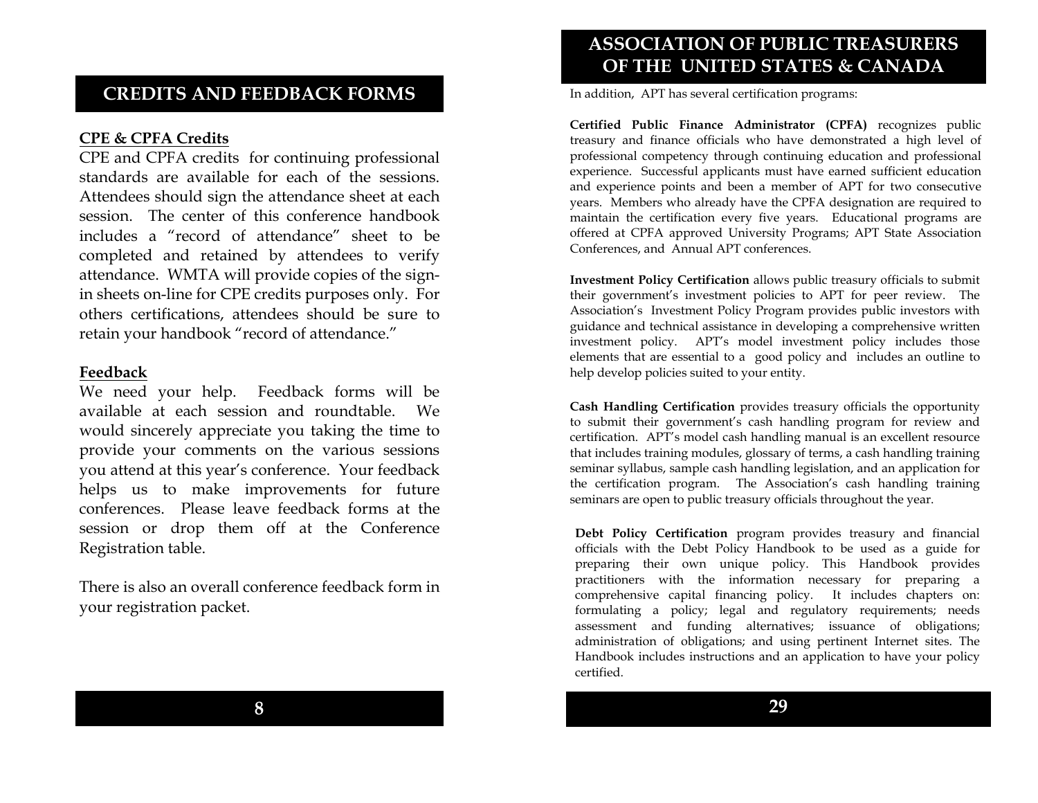# CREDITS AND FEEDBACK FORMS

**CPE & CPFA Credits**

CPE and CPFA credits for continuing professional standards are available for each of the sessions. Attendees should sign the attendance sheet at each session. The center of this conference handbook includes a "record of attendance" sheet to be completed and retained by attendees to verify attendance. WMTA will provide copies of the sign-in sheets on-line for CPE credits purposes only. For others certifications, attendees should be sure to retain your handbook "record of attendance."

**Feedback**

We need your help. Feedback forms will be available at each session and roundtable. We would sincerely appreciate you taking the time to provide your comments on the various sessions you attend at this year's conference. Your feedback helps us to make improvements for future conferences. Please leave feedback forms at the session or drop them off at the Conference Registration table.

There is also an overall conference feedback form in your registration packet.

# ASSOCIATION OF PUBLIC TREASURERS OF THE UNITED STATES & CANADA

In addition, APT has several certification programs:

**Certified Public Finance Administrator (CPFA)** recognizes public treasury and finance officials who have demonstrated a high level of professional competency through continuing education and professional experience. Successful applicants must have earned sufficient education and experience points and been a member of APT for two consecutive years. Members who already have the CPFA designation are required to maintain the certification every five years. Educational programs are offered at CPFA approved University Programs; APT State Association Conferences, and Annual APT conferences.

**Investment Policy Certification** allows public treasury officials to submit their government's investment policies to APT for peer review. The Association's Investment Policy Program provides public investors with guidance and technical assistance in developing a comprehensive written investment policy. APT's model investment policy includes those elements that are essential to a good policy and includes an outline to help develop policies suited to your entity.

**Cash Handling Certification** provides treasury officials the opportunity to submit their government's cash handling program for review and certification. APT's model cash handling manual is an excellent resource that includes training modules, glossary of terms, a cash handling training seminar syllabus, sample cash handling legislation, and an application for the certification program. The Association's cash handling training seminars are open to public treasury officials throughout the year.

**Debt Policy Certification** program provides treasury and financial officials with the Debt Policy Handbook to be used as a guide for preparing their own unique policy. This Handbook provides practitioners with the information necessary for preparing a comprehensive capital financing policy. It includes chapters on: formulating a policy; legal and regulatory requirements; needs assessment and funding alternatives; issuance of obligations; administration of obligations; and using pertinent Internet sites. The Handbook includes instructions and an application to have your policy certified.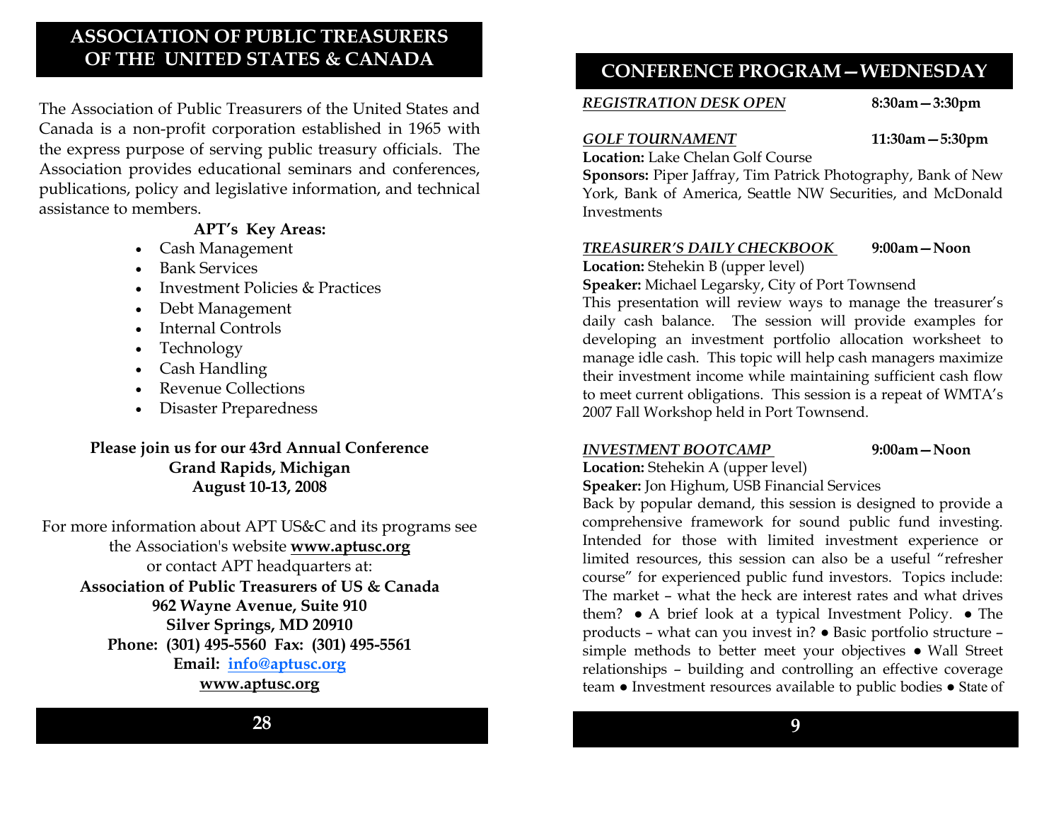## ASSOCIATION OF PUBLIC TREASURERS OF THE UNITED STATES & CANADA

The Association of Public Treasurers of the United States and Canada is a non-profit corporation established in 1965 with the express purpose of serving public treasury officials. The Association provides educational seminars and conferences, publications, policy and legislative information, and technical assistance to members.

**APT's Key Areas:**

- Cash Management
- Bank Services
- Investment Policies & Practices
- Debt Management
- Internal Controls
- Technology
- Cash Handling
- Revenue Collections
- Disaster Preparedness

**Please join us for our 43rd Annual Conference**
**Grand Rapids, Michigan**
**August 10-13, 2008**

For more information about APT US&C and its programs see the Association's website **www.aptusc.org** or contact APT headquarters at:

**Association of Public Treasurers of US & Canada**
**962 Wayne Avenue, Suite 910**
**Silver Springs, MD 20910**
**Phone: (301) 495-5560 Fax: (301) 495-5561**
**Email: info@aptusc.org**
**www.aptusc.org**

## CONFERENCE PROGRAM—WEDNESDAY

***REGISTRATION DESK OPEN*** **8:30am—3:30pm**

***GOLF TOURNAMENT*** **11:30am—5:30pm**
**Location:** Lake Chelan Golf Course
**Sponsors:** Piper Jaffray, Tim Patrick Photography, Bank of New York, Bank of America, Seattle NW Securities, and McDonald Investments

***TREASURER'S DAILY CHECKBOOK*** **9:00am—Noon**
**Location:** Stehekin B (upper level)
**Speaker:** Michael Legarsky, City of Port Townsend
This presentation will review ways to manage the treasurer's daily cash balance. The session will provide examples for developing an investment portfolio allocation worksheet to manage idle cash. This topic will help cash managers maximize their investment income while maintaining sufficient cash flow to meet current obligations. This session is a repeat of WMTA's 2007 Fall Workshop held in Port Townsend.

***INVESTMENT BOOTCAMP*** **9:00am—Noon**
**Location:** Stehekin A (upper level)
**Speaker:** Jon Highum, USB Financial Services
Back by popular demand, this session is designed to provide a comprehensive framework for sound public fund investing. Intended for those with limited investment experience or limited resources, this session can also be a useful "refresher course" for experienced public fund investors. Topics include: The market – what the heck are interest rates and what drives them? ● A brief look at a typical Investment Policy. ● The products – what can you invest in? ● Basic portfolio structure – simple methods to better meet your objectives ● Wall Street relationships – building and controlling an effective coverage team ● Investment resources available to public bodies ● State of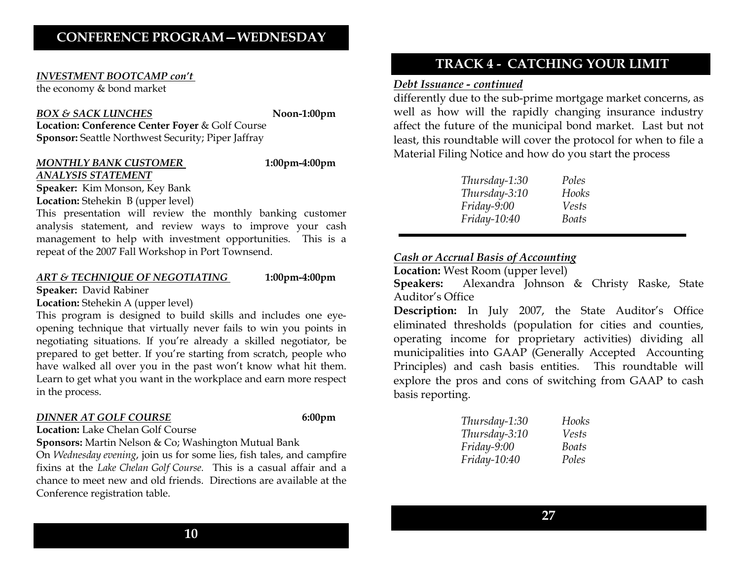## CONFERENCE PROGRAM—WEDNESDAY

***INVESTMENT BOOTCAMP con't***
the economy & bond market

***BOX & SACK LUNCHES*** **Noon-1:00pm**
**Location: Conference Center Foyer** & Golf Course
**Sponsor:** Seattle Northwest Security; Piper Jaffray

***MONTHLY BANK CUSTOMER ANALYSIS STATEMENT*** **1:00pm-4:00pm**
**Speaker:** Kim Monson, Key Bank
**Location:** Stehekin B (upper level)
This presentation will review the monthly banking customer analysis statement, and review ways to improve your cash management to help with investment opportunities. This is a repeat of the 2007 Fall Workshop in Port Townsend.

***ART & TECHNIQUE OF NEGOTIATING*** **1:00pm-4:00pm**
**Speaker:** David Rabiner
**Location:** Stehekin A (upper level)
This program is designed to build skills and includes one eye-opening technique that virtually never fails to win you points in negotiating situations. If you're already a skilled negotiator, be prepared to get better. If you're starting from scratch, people who have walked all over you in the past won't know what hit them. Learn to get what you want in the workplace and earn more respect in the process.

***DINNER AT GOLF COURSE*** **6:00pm**
**Location:** Lake Chelan Golf Course
**Sponsors:** Martin Nelson & Co; Washington Mutual Bank
On *Wednesday evening*, join us for some lies, fish tales, and campfire fixins at the *Lake Chelan Golf Course.* This is a casual affair and a chance to meet new and old friends. Directions are available at the Conference registration table.

## TRACK 4 - CATCHING YOUR LIMIT

***Debt Issuance - continued***
differently due to the sub-prime mortgage market concerns, as well as how will the rapidly changing insurance industry affect the future of the municipal bond market. Last but not least, this roundtable will cover the protocol for when to file a Material Filing Notice and how do you start the process

| | |
|---|---|
| *Thursday-1:30* | *Poles* |
| *Thursday-3:10* | *Hooks* |
| *Friday-9:00* | *Vests* |
| *Friday-10:40* | *Boats* |

***Cash or Accrual Basis of Accounting***
**Location:** West Room (upper level)
**Speakers:** Alexandra Johnson & Christy Raske, State Auditor's Office
**Description:** In July 2007, the State Auditor's Office eliminated thresholds (population for cities and counties, operating income for proprietary activities) dividing all municipalities into GAAP (Generally Accepted Accounting Principles) and cash basis entities. This roundtable will explore the pros and cons of switching from GAAP to cash basis reporting.

| | |
|---|---|
| *Thursday-1:30* | *Hooks* |
| *Thursday-3:10* | *Vests* |
| *Friday-9:00* | *Boats* |
| *Friday-10:40* | *Poles* |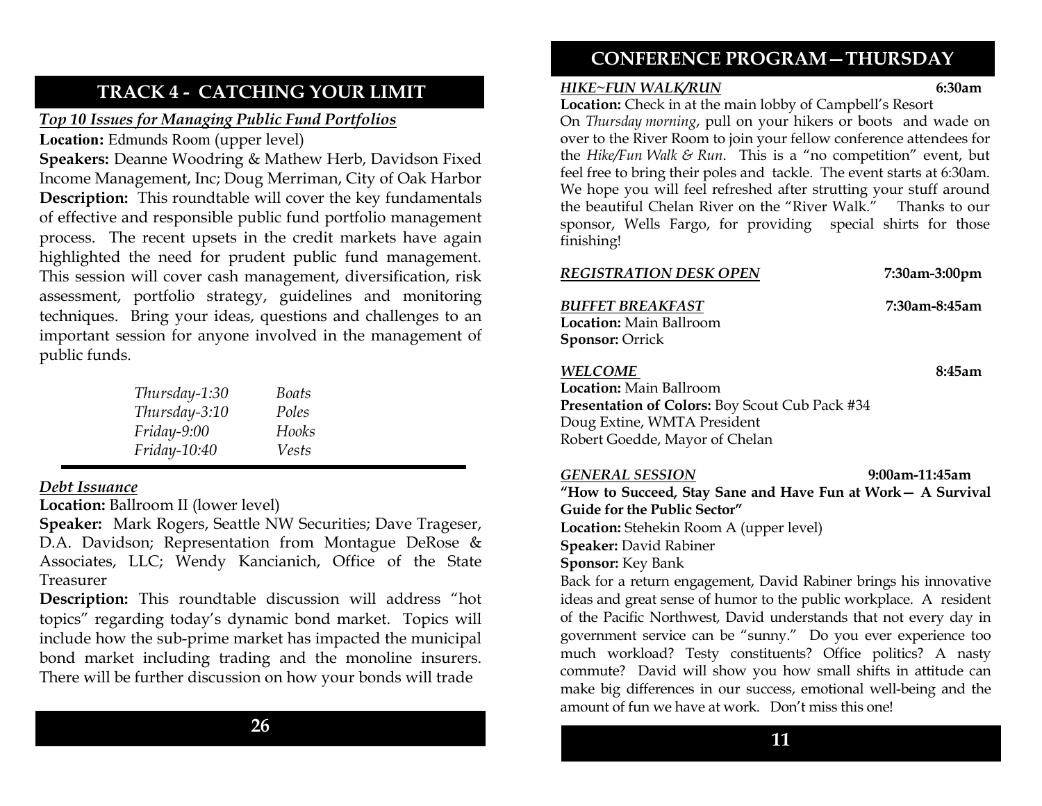## TRACK 4 - CATCHING YOUR LIMIT

***Top 10 Issues for Managing Public Fund Portfolios***

**Location:** Edmunds Room (upper level)

**Speakers:** Deanne Woodring & Mathew Herb, Davidson Fixed Income Management, Inc; Doug Merriman, City of Oak Harbor

**Description:** This roundtable will cover the key fundamentals of effective and responsible public fund portfolio management process. The recent upsets in the credit markets have again highlighted the need for prudent public fund management. This session will cover cash management, diversification, risk assessment, portfolio strategy, guidelines and monitoring techniques. Bring your ideas, questions and challenges to an important session for anyone involved in the management of public funds.

| | |
|---|---|
| *Thursday-1:30* | *Boats* |
| *Thursday-3:10* | *Poles* |
| *Friday-9:00* | *Hooks* |
| *Friday-10:40* | *Vests* |

***Debt Issuance***

**Location:** Ballroom II (lower level)

**Speaker:** Mark Rogers, Seattle NW Securities; Dave Trageser, D.A. Davidson; Representation from Montague DeRose & Associates, LLC; Wendy Kancianich, Office of the State Treasurer

**Description:** This roundtable discussion will address "hot topics" regarding today's dynamic bond market. Topics will include how the sub-prime market has impacted the municipal bond market including trading and the monoline insurers. There will be further discussion on how your bonds will trade

## CONFERENCE PROGRAM—THURSDAY

***HIKE~FUN WALK/RUN*** **6:30am**

**Location:** Check in at the main lobby of Campbell's Resort

On *Thursday morning*, pull on your hikers or boots and wade on over to the River Room to join your fellow conference attendees for the *Hike/Fun Walk & Run*. This is a "no competition" event, but feel free to bring their poles and tackle. The event starts at 6:30am. We hope you will feel refreshed after strutting your stuff around the beautiful Chelan River on the "River Walk." Thanks to our sponsor, Wells Fargo, for providing special shirts for those finishing!

***REGISTRATION DESK OPEN*** **7:30am-3:00pm**

***BUFFET BREAKFAST*** **7:30am-8:45am**

**Location:** Main Ballroom

**Sponsor:** Orrick

***WELCOME*** **8:45am**

**Location:** Main Ballroom

**Presentation of Colors:** Boy Scout Cub Pack #34

Doug Extine, WMTA President

Robert Goedde, Mayor of Chelan

***GENERAL SESSION*** **9:00am-11:45am**

**"How to Succeed, Stay Sane and Have Fun at Work— A Survival Guide for the Public Sector"**

**Location:** Stehekin Room A (upper level)

**Speaker:** David Rabiner

**Sponsor:** Key Bank

Back for a return engagement, David Rabiner brings his innovative ideas and great sense of humor to the public workplace. A resident of the Pacific Northwest, David understands that not every day in government service can be "sunny." Do you ever experience too much workload? Testy constituents? Office politics? A nasty commute? David will show you how small shifts in attitude can make big differences in our success, emotional well-being and the amount of fun we have at work. Don't miss this one!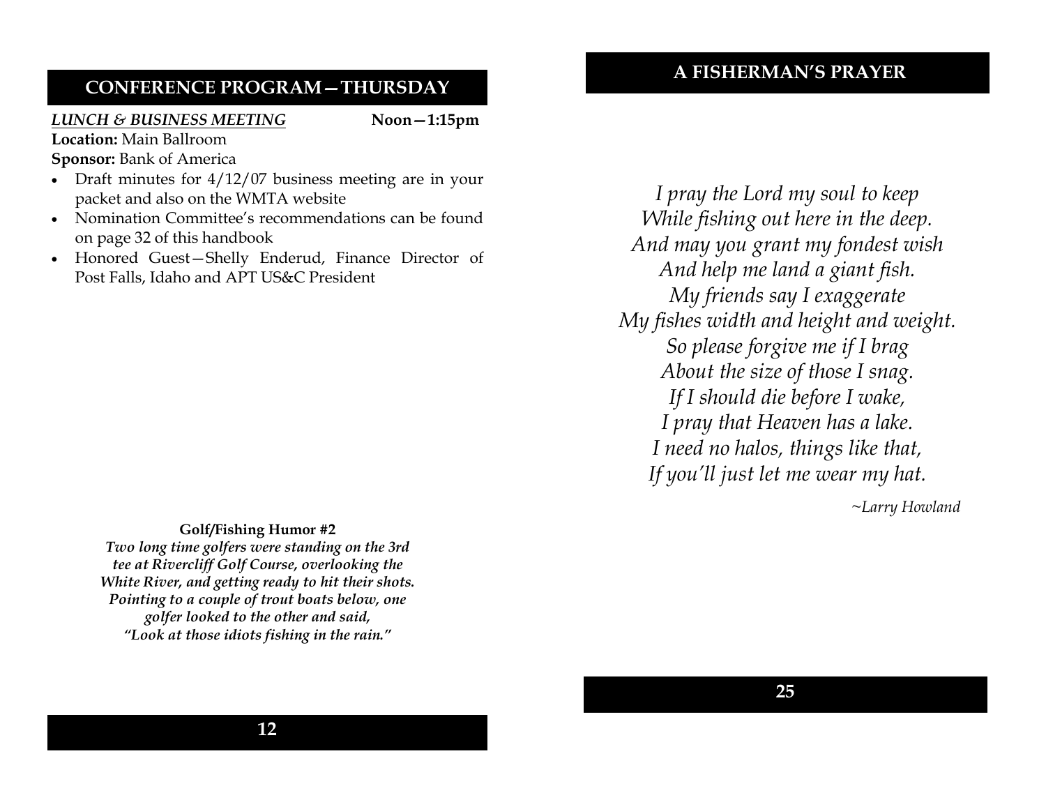## CONFERENCE PROGRAM—THURSDAY

***LUNCH & BUSINESS MEETING*** **Noon—1:15pm**

**Location:** Main Ballroom

**Sponsor:** Bank of America

- Draft minutes for 4/12/07 business meeting are in your packet and also on the WMTA website
- Nomination Committee's recommendations can be found on page 32 of this handbook
- Honored Guest—Shelly Enderud, Finance Director of Post Falls, Idaho and APT US&C President

**Golf/Fishing Humor #2**

***Two long time golfers were standing on the 3rd tee at Rivercliff Golf Course, overlooking the White River, and getting ready to hit their shots. Pointing to a couple of trout boats below, one golfer looked to the other and said, "Look at those idiots fishing in the rain."***

## A FISHERMAN'S PRAYER

*I pray the Lord my soul to keep*
*While fishing out here in the deep.*
*And may you grant my fondest wish*
*And help me land a giant fish.*
*My friends say I exaggerate*
*My fishes width and height and weight.*
*So please forgive me if I brag*
*About the size of those I snag.*
*If I should die before I wake,*
*I pray that Heaven has a lake.*
*I need no halos, things like that,*
*If you'll just let me wear my hat.*

*~Larry Howland*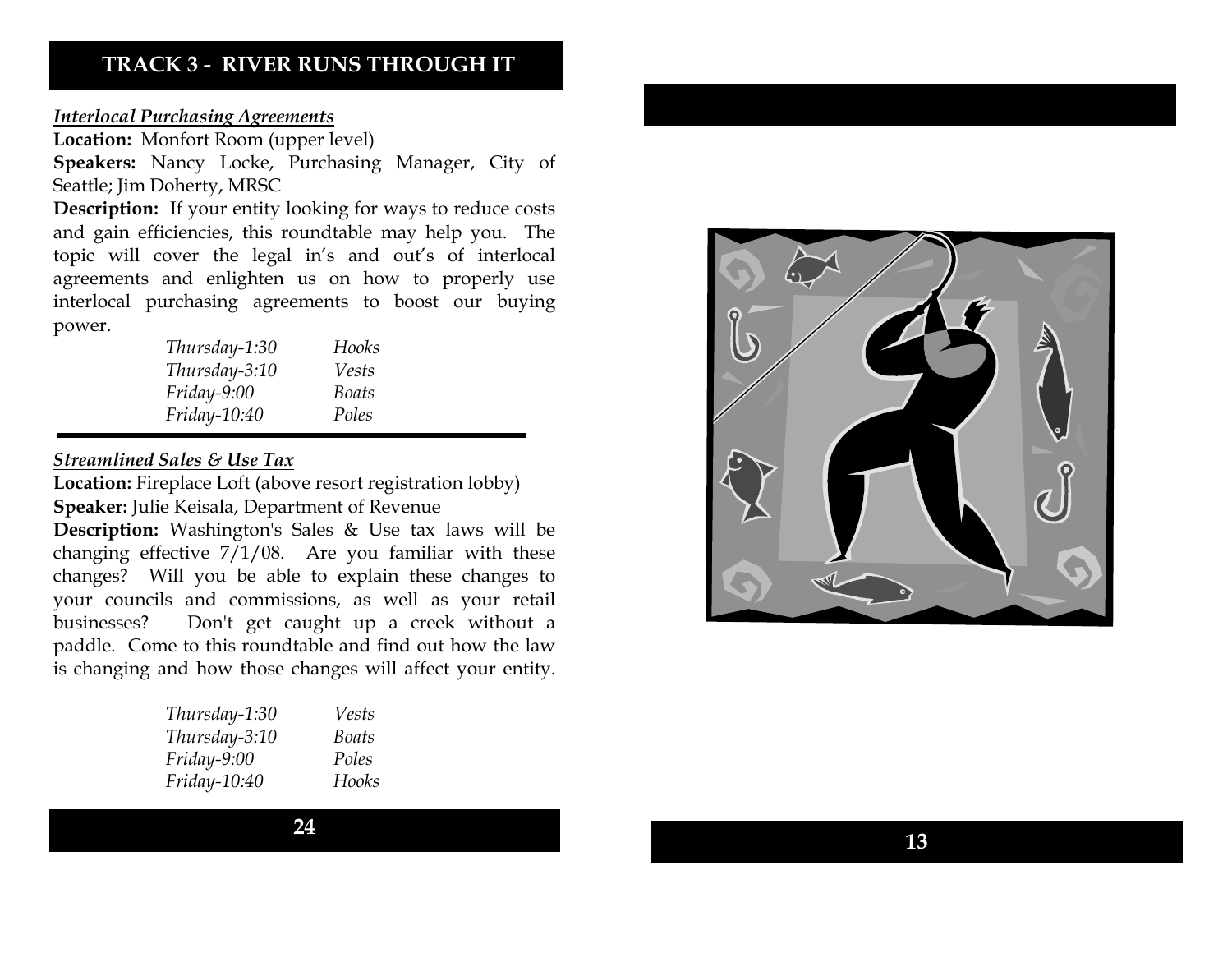## TRACK 3 - RIVER RUNS THROUGH IT

### *Interlocal Purchasing Agreements*

**Location:** Monfort Room (upper level)

**Speakers:** Nancy Locke, Purchasing Manager, City of Seattle; Jim Doherty, MRSC

**Description:** If your entity looking for ways to reduce costs and gain efficiencies, this roundtable may help you. The topic will cover the legal in's and out's of interlocal agreements and enlighten us on how to properly use interlocal purchasing agreements to boost our buying power.

| | |
|---|---|
| *Thursday-1:30* | *Hooks* |
| *Thursday-3:10* | *Vests* |
| *Friday-9:00* | *Boats* |
| *Friday-10:40* | *Poles* |

### *Streamlined Sales & Use Tax*

**Location:** Fireplace Loft (above resort registration lobby)

**Speaker:** Julie Keisala, Department of Revenue

**Description:** Washington's Sales & Use tax laws will be changing effective 7/1/08. Are you familiar with these changes? Will you be able to explain these changes to your councils and commissions, as well as your retail businesses? Don't get caught up a creek without a paddle. Come to this roundtable and find out how the law is changing and how those changes will affect your entity.

| | |
|---|---|
| *Thursday-1:30* | *Vests* |
| *Thursday-3:10* | *Boats* |
| *Friday-9:00* | *Poles* |
| *Friday-10:40* | *Hooks* |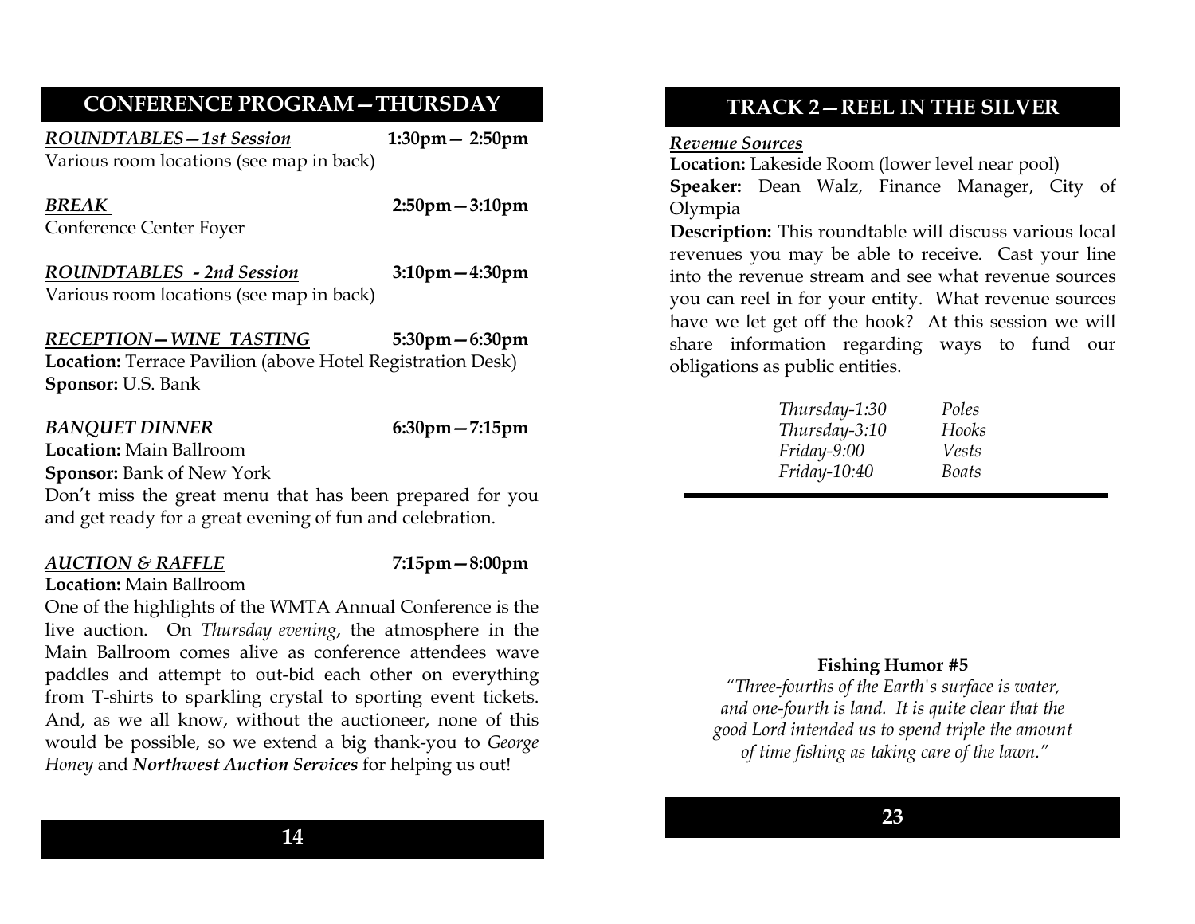## CONFERENCE PROGRAM—THURSDAY

***ROUNDTABLES—1st Session*** **1:30pm— 2:50pm**
Various room locations (see map in back)

***BREAK*** **2:50pm—3:10pm**
Conference Center Foyer

***ROUNDTABLES - 2nd Session*** **3:10pm—4:30pm**
Various room locations (see map in back)

***RECEPTION—WINE TASTING*** **5:30pm—6:30pm**
**Location:** Terrace Pavilion (above Hotel Registration Desk)
**Sponsor:** U.S. Bank

***BANQUET DINNER*** **6:30pm—7:15pm**
**Location:** Main Ballroom
**Sponsor:** Bank of New York
Don't miss the great menu that has been prepared for you and get ready for a great evening of fun and celebration.

***AUCTION & RAFFLE*** **7:15pm—8:00pm**
**Location:** Main Ballroom
One of the highlights of the WMTA Annual Conference is the live auction. On *Thursday evening*, the atmosphere in the Main Ballroom comes alive as conference attendees wave paddles and attempt to out-bid each other on everything from T-shirts to sparkling crystal to sporting event tickets. And, as we all know, without the auctioneer, none of this would be possible, so we extend a big thank-you to *George Honey* and ***Northwest Auction Services*** for helping us out!

## TRACK 2—REEL IN THE SILVER

***Revenue Sources***
**Location:** Lakeside Room (lower level near pool)
**Speaker:** Dean Walz, Finance Manager, City of Olympia
**Description:** This roundtable will discuss various local revenues you may be able to receive. Cast your line into the revenue stream and see what revenue sources you can reel in for your entity. What revenue sources have we let get off the hook? At this session we will share information regarding ways to fund our obligations as public entities.

| | |
|---|---|
| *Thursday-1:30* | *Poles* |
| *Thursday-3:10* | *Hooks* |
| *Friday-9:00* | *Vests* |
| *Friday-10:40* | *Boats* |

**Fishing Humor #5**

*"Three-fourths of the Earth's surface is water, and one-fourth is land. It is quite clear that the good Lord intended us to spend triple the amount of time fishing as taking care of the lawn."*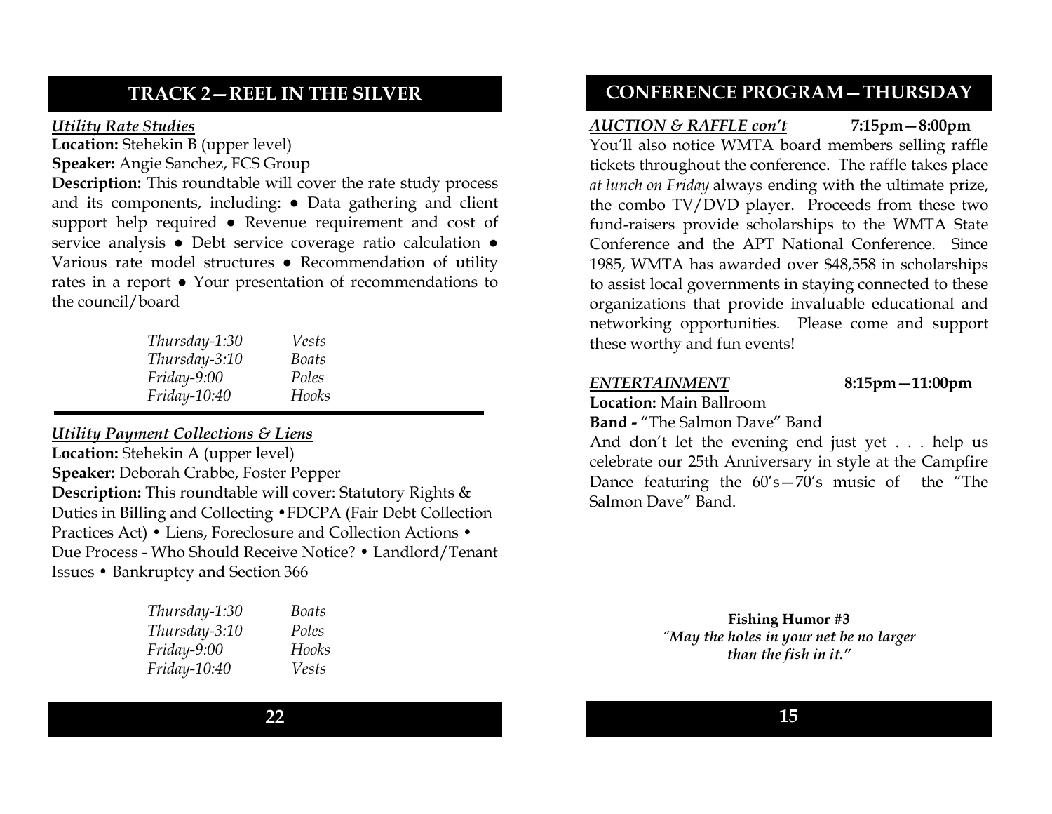## TRACK 2—REEL IN THE SILVER

***Utility Rate Studies***

**Location:** Stehekin B (upper level)

**Speaker:** Angie Sanchez, FCS Group

**Description:** This roundtable will cover the rate study process and its components, including: ● Data gathering and client support help required ● Revenue requirement and cost of service analysis ● Debt service coverage ratio calculation ● Various rate model structures ● Recommendation of utility rates in a report ● Your presentation of recommendations to the council/board

| | |
|---|---|
| *Thursday-1:30* | *Vests* |
| *Thursday-3:10* | *Boats* |
| *Friday-9:00* | *Poles* |
| *Friday-10:40* | *Hooks* |

***Utility Payment Collections & Liens***

**Location:** Stehekin A (upper level)

**Speaker:** Deborah Crabbe, Foster Pepper

**Description:** This roundtable will cover: Statutory Rights & Duties in Billing and Collecting •FDCPA (Fair Debt Collection Practices Act) • Liens, Foreclosure and Collection Actions • Due Process - Who Should Receive Notice? • Landlord/Tenant Issues • Bankruptcy and Section 366

| | |
|---|---|
| *Thursday-1:30* | *Boats* |
| *Thursday-3:10* | *Poles* |
| *Friday-9:00* | *Hooks* |
| *Friday-10:40* | *Vests* |

## CONFERENCE PROGRAM—THURSDAY

***AUCTION & RAFFLE con't*** **7:15pm—8:00pm**

You'll also notice WMTA board members selling raffle tickets throughout the conference. The raffle takes place *at lunch on Friday* always ending with the ultimate prize, the combo TV/DVD player. Proceeds from these two fund-raisers provide scholarships to the WMTA State Conference and the APT National Conference. Since 1985, WMTA has awarded over $48,558 in scholarships to assist local governments in staying connected to these organizations that provide invaluable educational and networking opportunities. Please come and support these worthy and fun events!

***ENTERTAINMENT*** **8:15pm—11:00pm**

**Location:** Main Ballroom

**Band -** "The Salmon Dave" Band

And don't let the evening end just yet . . . help us celebrate our 25th Anniversary in style at the Campfire Dance featuring the 60's—70's music of the "The Salmon Dave" Band.

**Fishing Humor #3**

*"May the holes in your net be no larger than the fish in it."*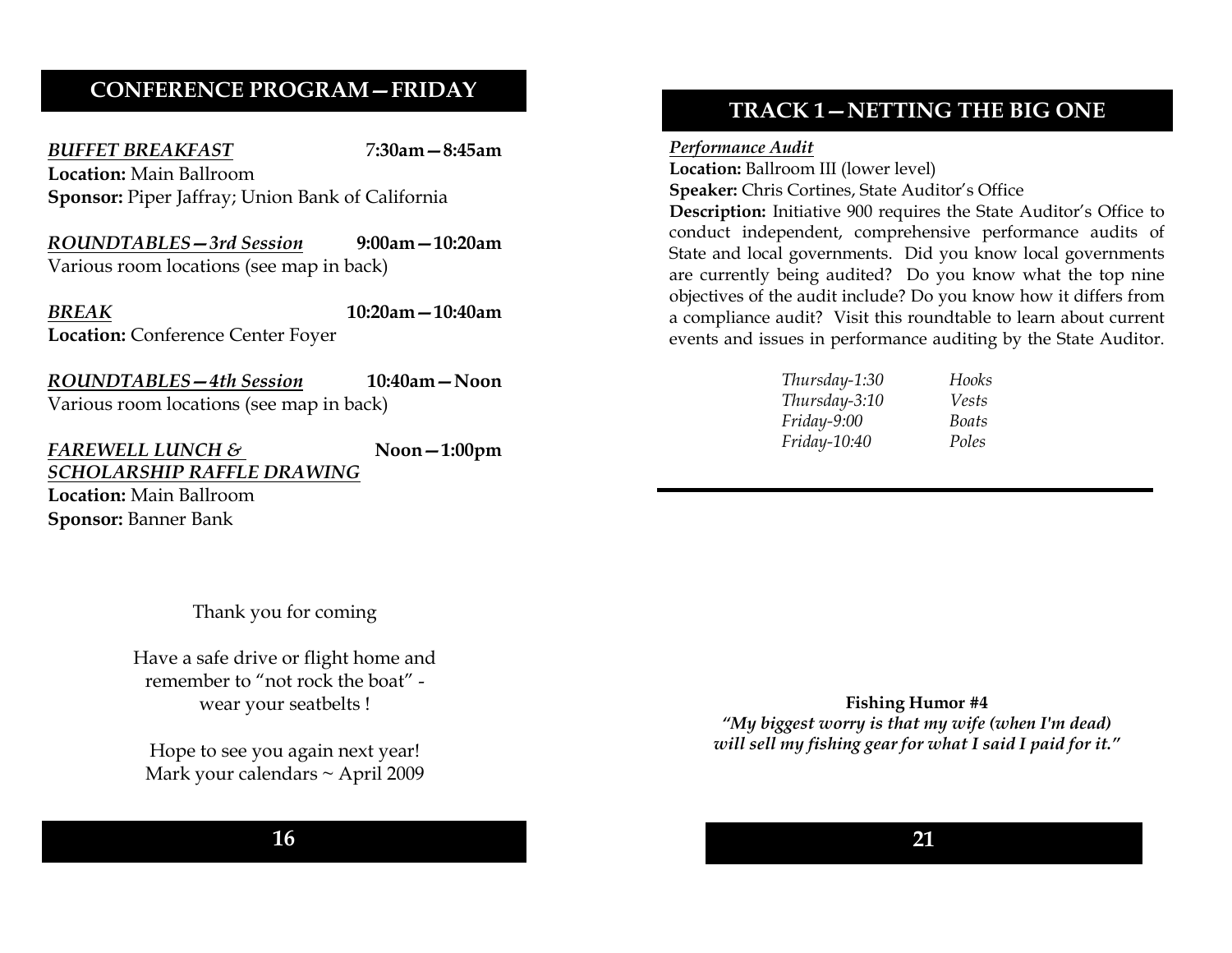## CONFERENCE PROGRAM—FRIDAY

***BUFFET BREAKFAST*** **7:30am—8:45am**
**Location:** Main Ballroom
**Sponsor:** Piper Jaffray; Union Bank of California

***ROUNDTABLES—3rd Session*** **9:00am—10:20am**
Various room locations (see map in back)

***BREAK*** **10:20am—10:40am**
**Location:** Conference Center Foyer

***ROUNDTABLES—4th Session*** **10:40am—Noon**
Various room locations (see map in back)

***FAREWELL LUNCH & SCHOLARSHIP RAFFLE DRAWING*** **Noon—1:00pm**
**Location:** Main Ballroom
**Sponsor:** Banner Bank

Thank you for coming

Have a safe drive or flight home and remember to "not rock the boat" - wear your seatbelts !

Hope to see you again next year!
Mark your calendars ~ April 2009

## TRACK 1—NETTING THE BIG ONE

***Performance Audit***
**Location:** Ballroom III (lower level)
**Speaker:** Chris Cortines, State Auditor's Office
**Description:** Initiative 900 requires the State Auditor's Office to conduct independent, comprehensive performance audits of State and local governments. Did you know local governments are currently being audited? Do you know what the top nine objectives of the audit include? Do you know how it differs from a compliance audit? Visit this roundtable to learn about current events and issues in performance auditing by the State Auditor.

| | |
|---|---|
| *Thursday-1:30* | *Hooks* |
| *Thursday-3:10* | *Vests* |
| *Friday-9:00* | *Boats* |
| *Friday-10:40* | *Poles* |

**Fishing Humor #4**
***"My biggest worry is that my wife (when I'm dead) will sell my fishing gear for what I said I paid for it."***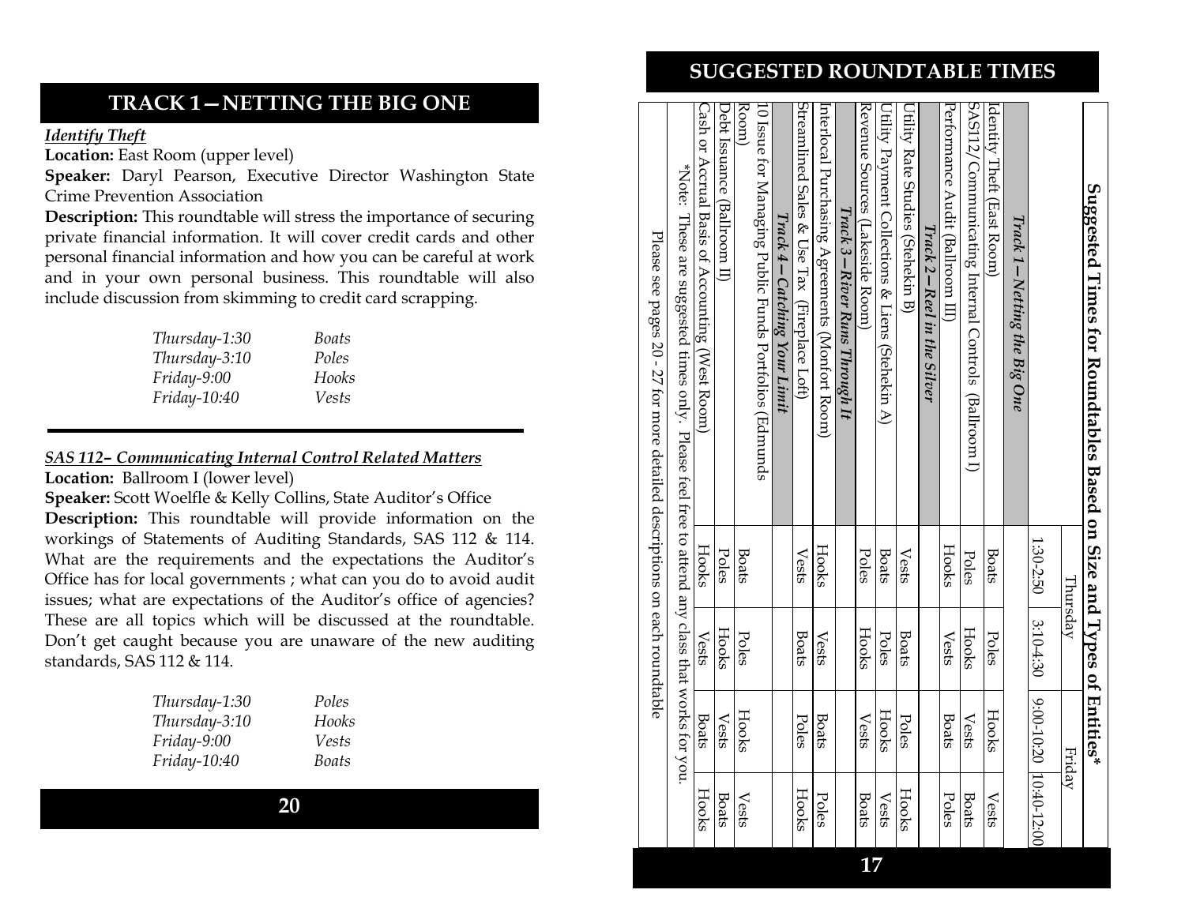# TRACK 1—NETTING THE BIG ONE

***Identify Theft***

**Location:** East Room (upper level)

**Speaker:** Daryl Pearson, Executive Director Washington State Crime Prevention Association

**Description:** This roundtable will stress the importance of securing private financial information. It will cover credit cards and other personal financial information and how you can be careful at work and in your own personal business. This roundtable will also include discussion from skimming to credit card scrapping.

| | |
|---|---|
| *Thursday-1:30* | *Boats* |
| *Thursday-3:10* | *Poles* |
| *Friday-9:00* | *Hooks* |
| *Friday-10:40* | *Vests* |

***SAS 112– Communicating Internal Control Related Matters***

**Location:** Ballroom I (lower level)

**Speaker:** Scott Woelfle & Kelly Collins, State Auditor's Office

**Description:** This roundtable will provide information on the workings of Statements of Auditing Standards, SAS 112 & 114. What are the requirements and the expectations the Auditor's Office has for local governments ; what can you do to avoid audit issues; what are expectations of the Auditor's office of agencies? These are all topics which will be discussed at the roundtable. Don't get caught because you are unaware of the new auditing standards, SAS 112 & 114.

| | |
|---|---|
| *Thursday-1:30* | *Poles* |
| *Thursday-3:10* | *Hooks* |
| *Friday-9:00* | *Vests* |
| *Friday-10:40* | *Boats* |

# SUGGESTED ROUNDTABLE TIMES

**Suggested Times for Roundtables Based on Size and Types of Entities***

| | Thursday | | Friday | |
|---|---|---|---|---|
| | 1:30-2:50 | 3:10-4:30 | 9:00-10:20 | 10:40-12:00 |
| ***Track 1—Netting the Big One*** | | | | |
| Identity Theft (East Room) | Boats | Poles | Hooks | Vests |
| SAS112/Communicating Internal Controls (Ballroom I) | Poles | Hooks | Vests | Boats |
| Performance Audit (Ballroom III) | Hooks | Vests | Boats | Poles |
| ***Track 2—Reel in the Silver*** | | | | |
| Utility Rate Studies (Stehekin B) | Vests | Boats | Poles | Hooks |
| Utility Payment Collections & Liens (Stehekin A) | Boats | Poles | Hooks | Vests |
| Revenue Sources (Lakeside Room) | Poles | Hooks | Vests | Boats |
| ***Track 3—River Runs Through It*** | | | | |
| Interlocal Purchasing Agreements (Monfort Room) | Hooks | Vests | Boats | Poles |
| Streamlined Sales & Use Tax (Fireplace Loft) | Vests | Boats | Poles | Hooks |
| ***Track 4—Catching Your Limit*** | | | | |
| 10 Issue for Managing Public Funds Portfolios (Edmunds Room) | Boats | Poles | Hooks | Vests |
| Debt Issuance (Ballroom II) | Poles | Hooks | Vests | Boats |
| Cash or Accrual Basis of Accounting (West Room) | Hooks | Vests | Boats | Hooks |

*Note: These are suggested times only. Please feel free to attend any class that works for you.

Please see pages 20 - 27 for more detailed descriptions on each roundtable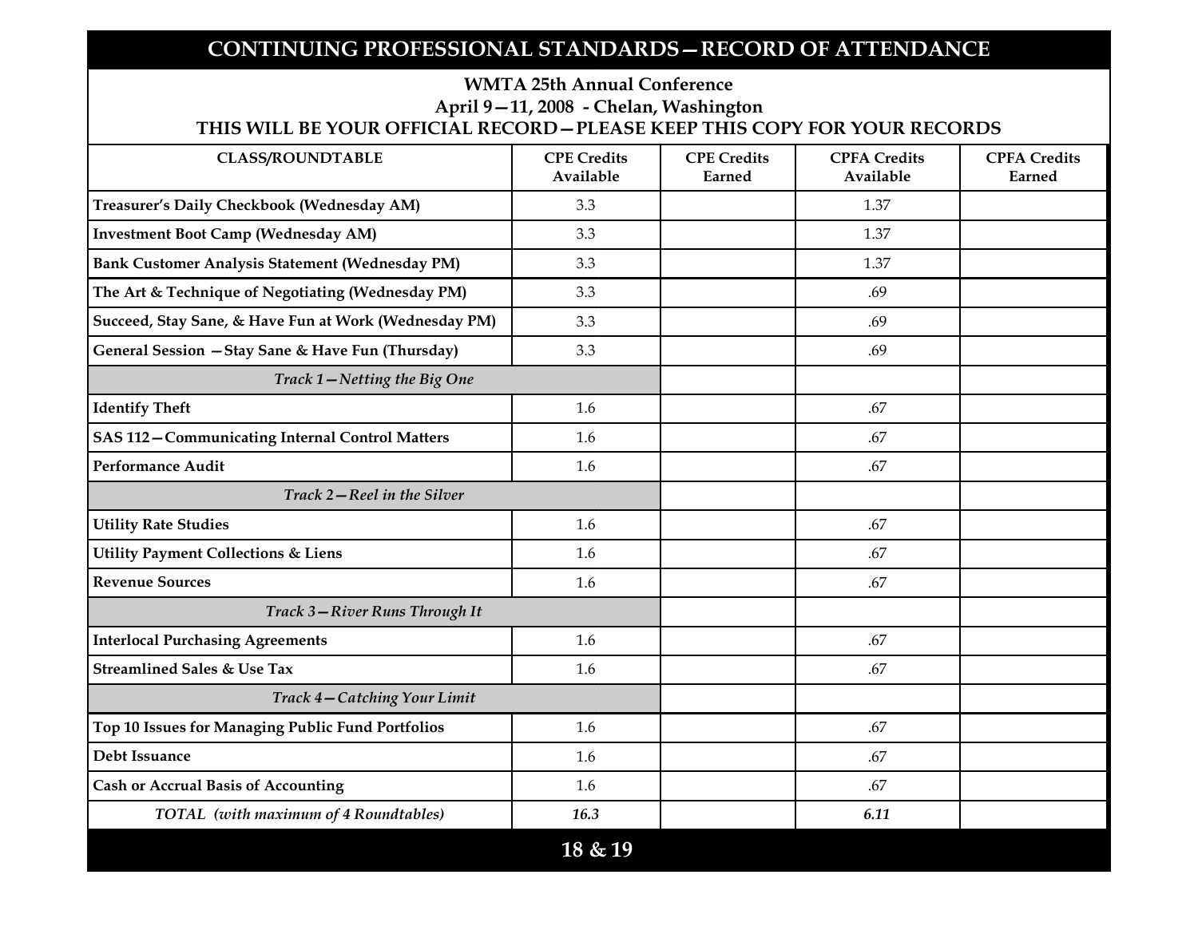# CONTINUING PROFESSIONAL STANDARDS—RECORD OF ATTENDANCE

**WMTA 25th Annual Conference**

**April 9—11, 2008 - Chelan, Washington**

**THIS WILL BE YOUR OFFICIAL RECORD—PLEASE KEEP THIS COPY FOR YOUR RECORDS**

| CLASS/ROUNDTABLE | CPE Credits Available | CPE Credits Earned | CPFA Credits Available | CPFA Credits Earned |
|---|---|---|---|---|
| **Treasurer's Daily Checkbook (Wednesday AM)** | 3.3 | | 1.37 | |
| **Investment Boot Camp (Wednesday AM)** | 3.3 | | 1.37 | |
| **Bank Customer Analysis Statement (Wednesday PM)** | 3.3 | | 1.37 | |
| **The Art & Technique of Negotiating (Wednesday PM)** | 3.3 | | .69 | |
| **Succeed, Stay Sane, & Have Fun at Work (Wednesday PM)** | 3.3 | | .69 | |
| **General Session —Stay Sane & Have Fun (Thursday)** | 3.3 | | .69 | |
| ***Track 1—Netting the Big One*** | | | | |
| **Identify Theft** | 1.6 | | .67 | |
| **SAS 112—Communicating Internal Control Matters** | 1.6 | | .67 | |
| **Performance Audit** | 1.6 | | .67 | |
| ***Track 2—Reel in the Silver*** | | | | |
| **Utility Rate Studies** | 1.6 | | .67 | |
| **Utility Payment Collections & Liens** | 1.6 | | .67 | |
| **Revenue Sources** | 1.6 | | .67 | |
| ***Track 3—River Runs Through It*** | | | | |
| **Interlocal Purchasing Agreements** | 1.6 | | .67 | |
| **Streamlined Sales & Use Tax** | 1.6 | | .67 | |
| ***Track 4—Catching Your Limit*** | | | | |
| **Top 10 Issues for Managing Public Fund Portfolios** | 1.6 | | .67 | |
| **Debt Issuance** | 1.6 | | .67 | |
| **Cash or Accrual Basis of Accounting** | 1.6 | | .67 | |
| ***TOTAL (with maximum of 4 Roundtables)*** | ***16.3*** | | ***6.11*** | |